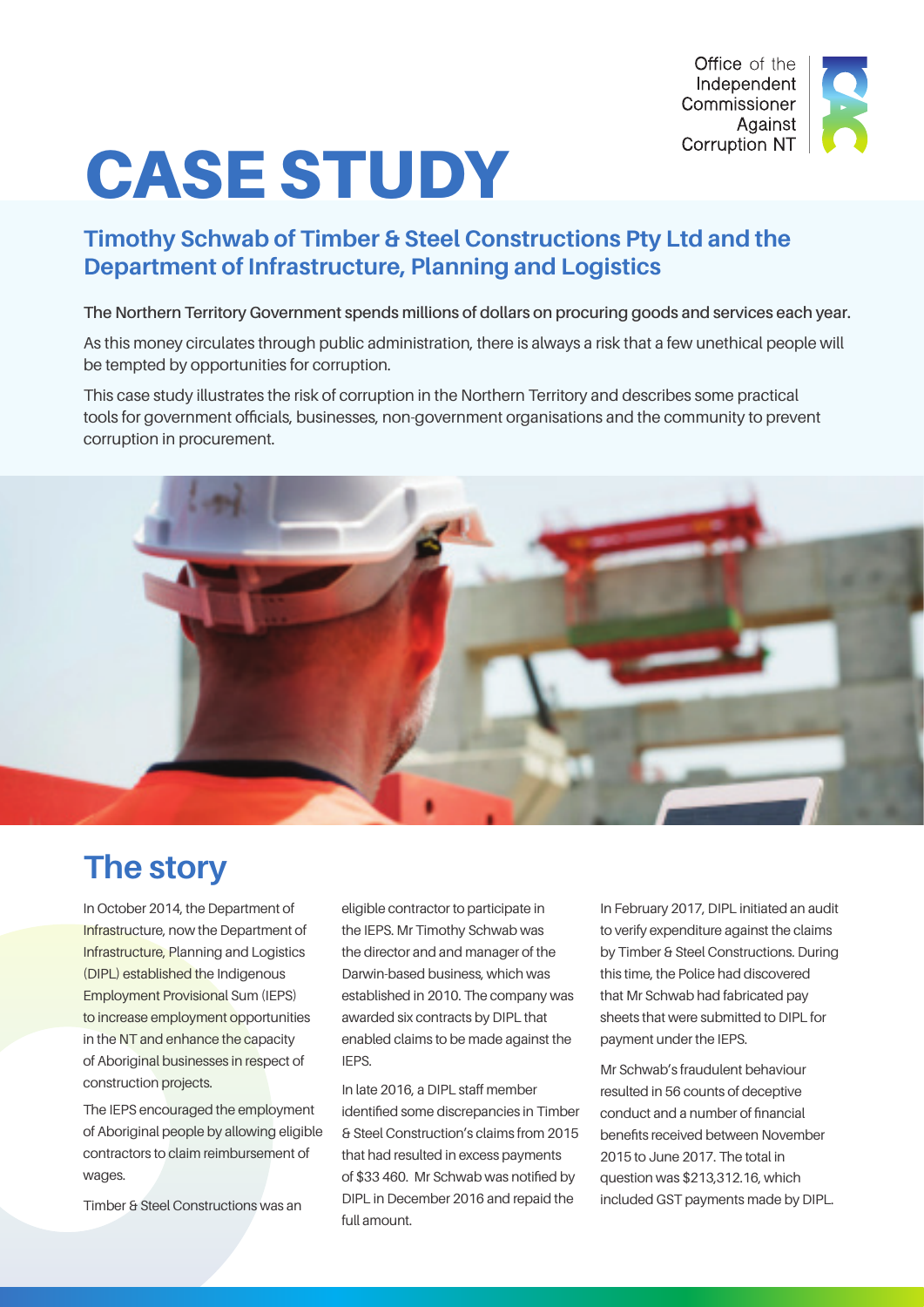Office of the Independent Commissioner Against Corruption NT

# CASE STUDY

## Timothy Schwab of Timber & Steel Constructions Pty Ltd and the Department of Infrastructure, Planning and Logistics

**The Northern Territory Government spends millions of dollars on procuring goods and services each year.**

As this money circulates through public administration, there is always a risk that a few unethical people will be tempted by opportunities for corruption.

This case study illustrates the risk of corruption in the Northern Territory and describes some practical tools for government officials, businesses, non-government organisations and the community to prevent corruption in procurement.

## The story

In October 2014, the Department of Infrastructure, now the Department of Infrastructure, Planning and Logistics (DIPL) established the Indigenous Employment Provisional Sum (IEPS) to increase employment opportunities in the NT and enhance the capacity of Aboriginal businesses in respect of construction projects.

The IEPS encouraged the employment of Aboriginal people by allowing eligible contractors to claim reimbursement of wages.

Timber & Steel Constructions was an eligible contractor to participate in the IEPS. Mr Timothy Schwab was the director and and manager of the Darwin-based business, which was established in 2010. The company was awarded six contracts by DIPL that enabled claims to be made against the IEPS.

In late 2016, a DIPL staff member identified some discrepancies in Timber & Steel Construction's claims from 2015 that had resulted in excess payments of $33 460. Mr Schwab was notified by DIPL in December 2016 and repaid the full amount.

In February 2017, DIPL initiated an audit to verify expenditure against the claims by Timber & Steel Constructions. During this time, the Police had discovered that Mr Schwab had fabricated pay sheets that were submitted to DIPL for payment under the IEPS.

Mr Schwab's fraudulent behaviour resulted in 56 counts of deceptive conduct and a number of financial benefits received between November 2015 to June 2017. The total in question was $213,312.16, which included GST payments made by DIPL.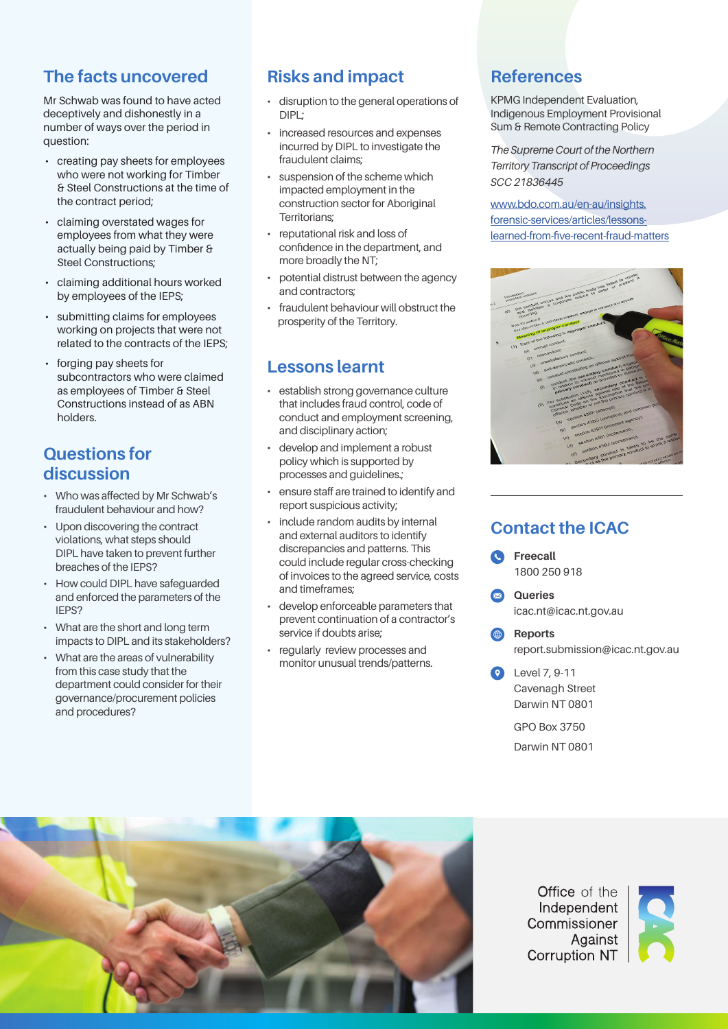## The facts uncovered

Mr Schwab was found to have acted deceptively and dishonestly in a number of ways over the period in question:

- creating pay sheets for employees who were not working for Timber & Steel Constructions at the time of the contract period;
- claiming overstated wages for employees from what they were actually being paid by Timber & Steel Constructions;
- claiming additional hours worked by employees of the IEPS;
- submitting claims for employees working on projects that were not related to the contracts of the IEPS;
- forging pay sheets for subcontractors who were claimed as employees of Timber & Steel Constructions instead of as ABN holders.

## Questions for discussion

- Who was affected by Mr Schwab's fraudulent behaviour and how?
- Upon discovering the contract violations, what steps should DIPL have taken to prevent further breaches of the IEPS?
- How could DIPL have safeguarded and enforced the parameters of the IEPS?
- What are the short and long term impacts to DIPL and its stakeholders?
- What are the areas of vulnerability from this case study that the department could consider for their governance/procurement policies and procedures?

## Risks and impact

- disruption to the general operations of DIPL;
- increased resources and expenses incurred by DIPL to investigate the fraudulent claims;
- suspension of the scheme which impacted employment in the construction sector for Aboriginal Territorians;
- reputational risk and loss of confidence in the department, and more broadly the NT;
- potential distrust between the agency and contractors;
- fraudulent behaviour will obstruct the prosperity of the Territory.

## Lessons learnt

- establish strong governance culture that includes fraud control, code of conduct and employment screening, and disciplinary action;
- develop and implement a robust policy which is supported by processes and guidelines.;
- ensure staff are trained to identify and report suspicious activity;
- include random audits by internal and external auditors to identify discrepancies and patterns. This could include regular cross-checking of invoices to the agreed service, costs and timeframes;
- develop enforceable parameters that prevent continuation of a contractor's service if doubts arise;
- regularly review processes and monitor unusual trends/patterns.

## References

KPMG Independent Evaluation, Indigenous Employment Provisional Sum & Remote Contracting Policy

*The Supreme Court of the Northern Territory Transcript of Proceedings SCC 21836445*

www.bdo.com.au/en-au/insights.forensic-services/articles/lessons-learned-from-five-recent-fraud-matters

## Contact the ICAC

**Freecall**
1800 250 918

**Queries**
icac.nt@icac.nt.gov.au

**Reports**
report.submission@icac.nt.gov.au

Level 7, 9-11
Cavenagh Street
Darwin NT 0801

GPO Box 3750
Darwin NT 0801

Office of the Independent Commissioner Against Corruption NT